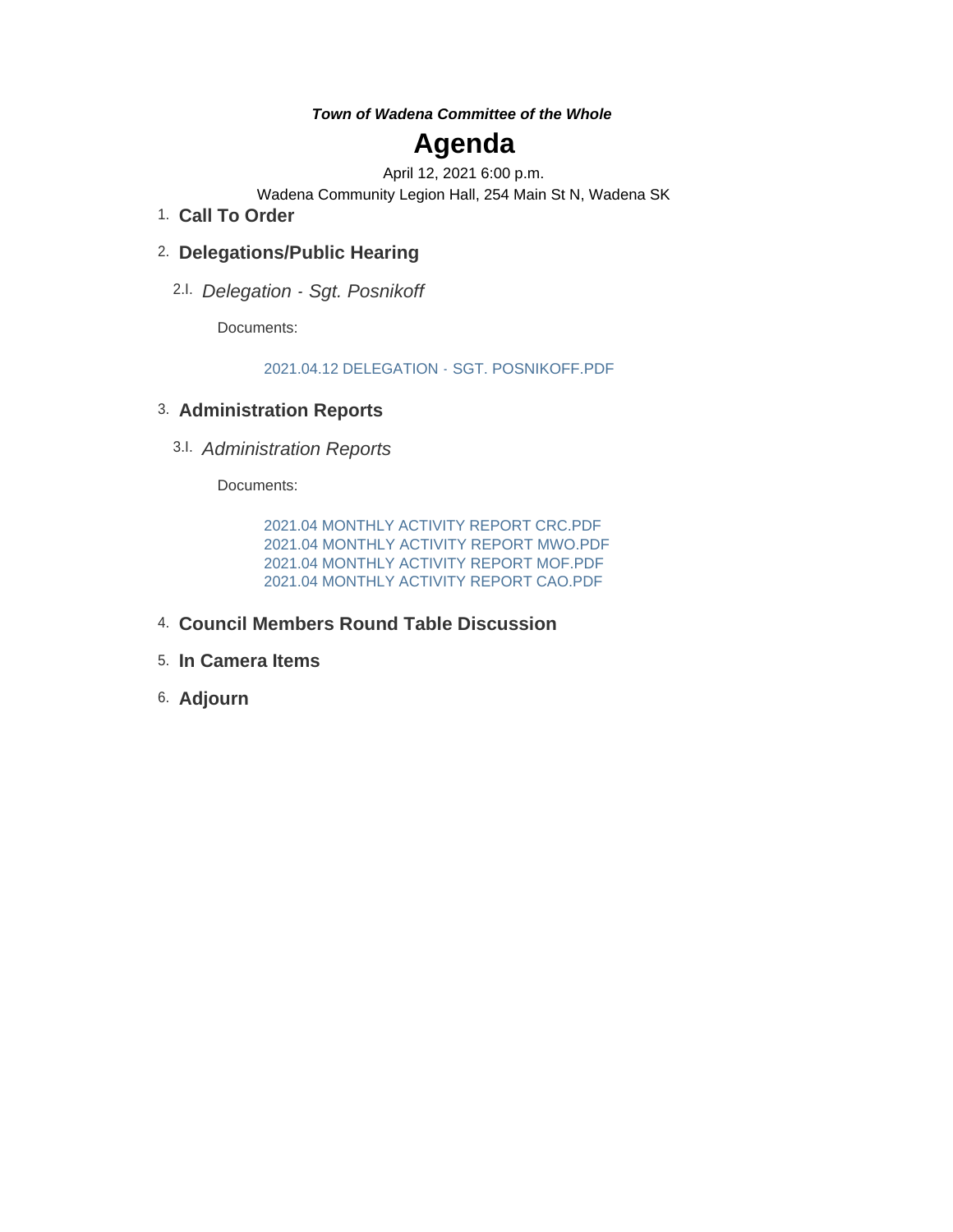***Town of Wadena Committee of the Whole***

# Agenda

April 12, 2021 6:00 p.m.

Wadena Community Legion Hall, 254 Main St N, Wadena SK

## 1. Call To Order

## 2. Delegations/Public Hearing

### 2.I. *Delegation - Sgt. Posnikoff*

Documents:

2021.04.12 DELEGATION - SGT. POSNIKOFF.PDF

## 3. Administration Reports

### 3.I. *Administration Reports*

Documents:

2021.04 MONTHLY ACTIVITY REPORT CRC.PDF
2021.04 MONTHLY ACTIVITY REPORT MWO.PDF
2021.04 MONTHLY ACTIVITY REPORT MOF.PDF
2021.04 MONTHLY ACTIVITY REPORT CAO.PDF

## 4. Council Members Round Table Discussion

## 5. In Camera Items

## 6. Adjourn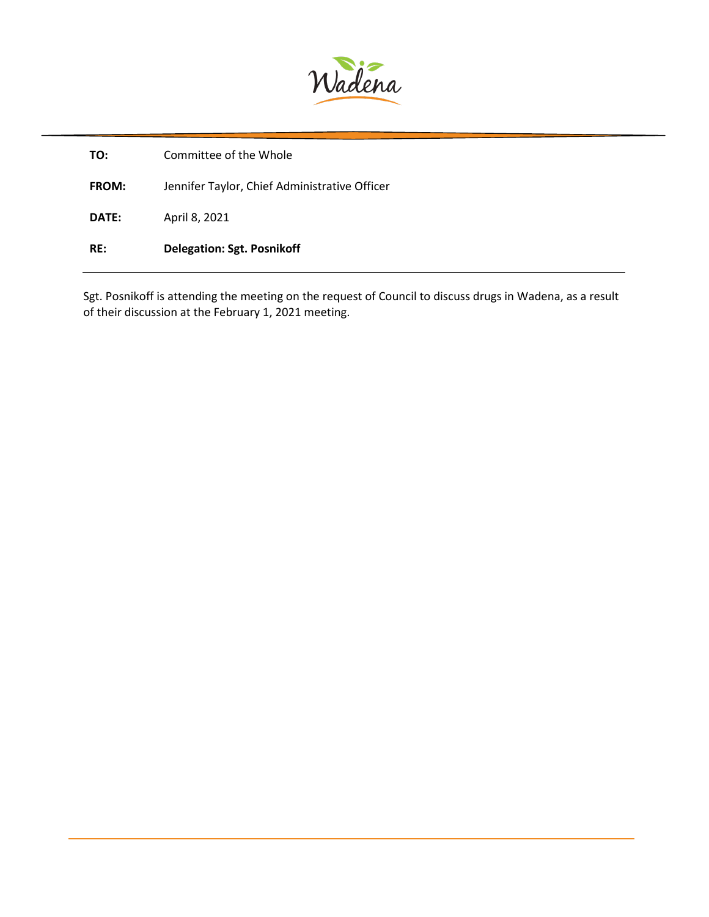Wadena

**TO:** Committee of the Whole

**FROM:** Jennifer Taylor, Chief Administrative Officer

**DATE:** April 8, 2021

**RE:** **Delegation: Sgt. Posnikoff**

---

Sgt. Posnikoff is attending the meeting on the request of Council to discuss drugs in Wadena, as a result of their discussion at the February 1, 2021 meeting.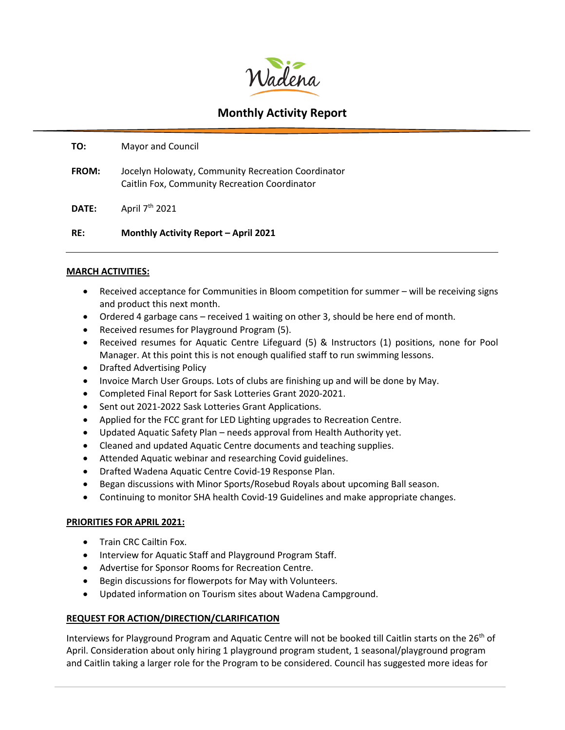# Monthly Activity Report

**TO:** Mayor and Council

**FROM:** Jocelyn Holowaty, Community Recreation Coordinator
Caitlin Fox, Community Recreation Coordinator

**DATE:** April 7th 2021

**RE:** **Monthly Activity Report – April 2021**

---

**MARCH ACTIVITIES:**

- Received acceptance for Communities in Bloom competition for summer – will be receiving signs and product this next month.
- Ordered 4 garbage cans – received 1 waiting on other 3, should be here end of month.
- Received resumes for Playground Program (5).
- Received resumes for Aquatic Centre Lifeguard (5) & Instructors (1) positions, none for Pool Manager. At this point this is not enough qualified staff to run swimming lessons.
- Drafted Advertising Policy
- Invoice March User Groups. Lots of clubs are finishing up and will be done by May.
- Completed Final Report for Sask Lotteries Grant 2020-2021.
- Sent out 2021-2022 Sask Lotteries Grant Applications.
- Applied for the FCC grant for LED Lighting upgrades to Recreation Centre.
- Updated Aquatic Safety Plan – needs approval from Health Authority yet.
- Cleaned and updated Aquatic Centre documents and teaching supplies.
- Attended Aquatic webinar and researching Covid guidelines.
- Drafted Wadena Aquatic Centre Covid-19 Response Plan.
- Began discussions with Minor Sports/Rosebud Royals about upcoming Ball season.
- Continuing to monitor SHA health Covid-19 Guidelines and make appropriate changes.

**PRIORITIES FOR APRIL 2021:**

- Train CRC Cailtin Fox.
- Interview for Aquatic Staff and Playground Program Staff.
- Advertise for Sponsor Rooms for Recreation Centre.
- Begin discussions for flowerpots for May with Volunteers.
- Updated information on Tourism sites about Wadena Campground.

**REQUEST FOR ACTION/DIRECTION/CLARIFICATION**

Interviews for Playground Program and Aquatic Centre will not be booked till Caitlin starts on the 26th of April. Consideration about only hiring 1 playground program student, 1 seasonal/playground program and Caitlin taking a larger role for the Program to be considered. Council has suggested more ideas for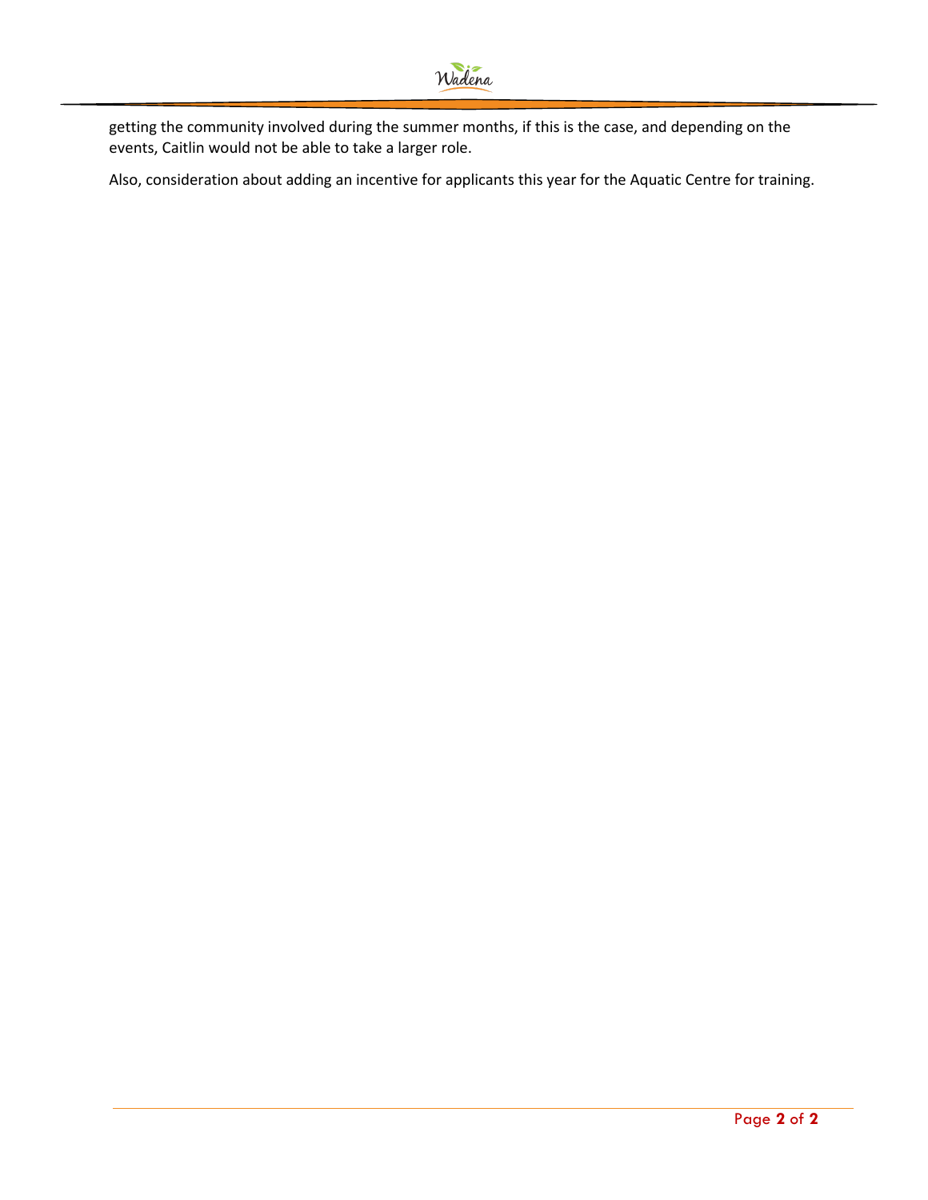getting the community involved during the summer months, if this is the case, and depending on the events, Caitlin would not be able to take a larger role.

Also, consideration about adding an incentive for applicants this year for the Aquatic Centre for training.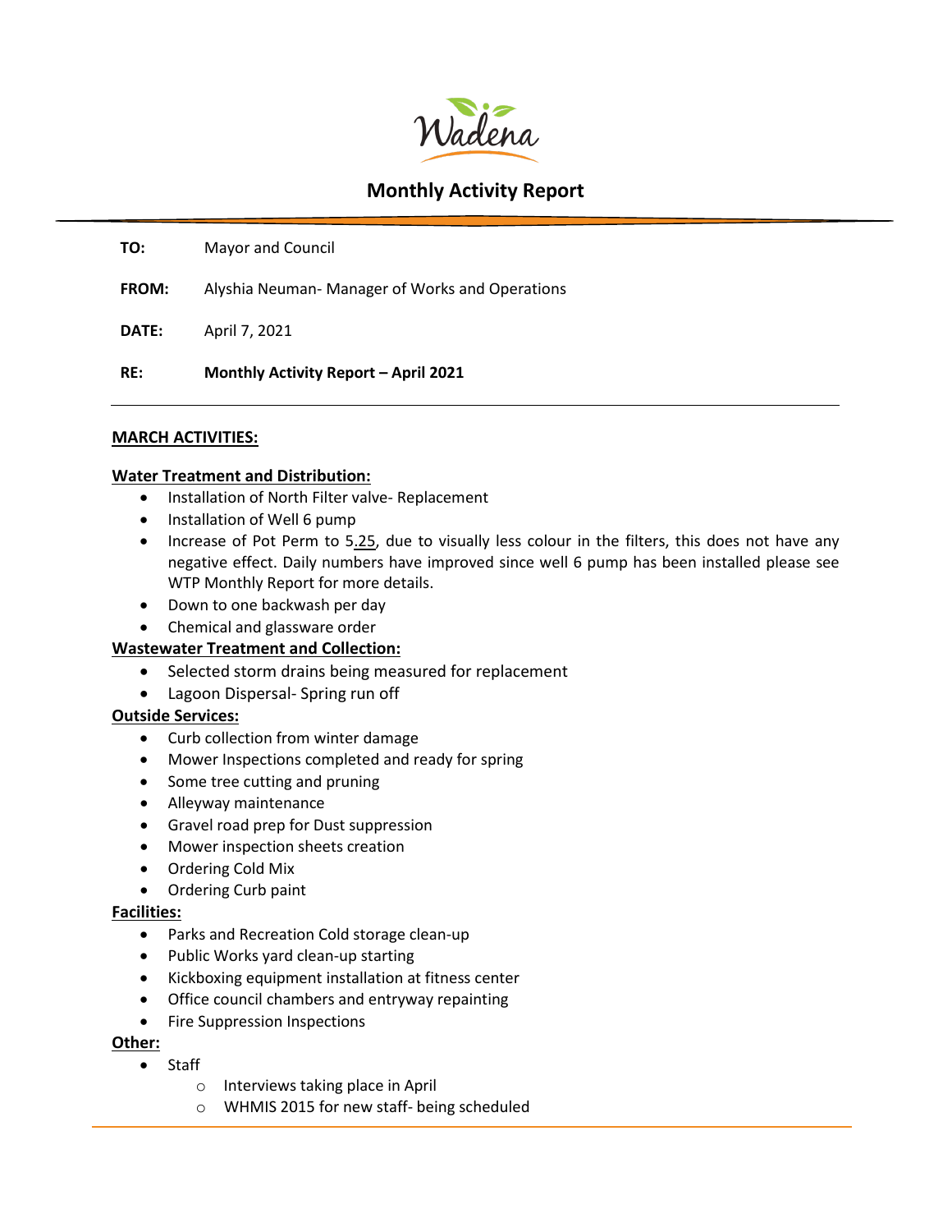Wadena

# Monthly Activity Report

**TO:** Mayor and Council

**FROM:** Alyshia Neuman- Manager of Works and Operations

**DATE:** April 7, 2021

**RE:** **Monthly Activity Report – April 2021**

---

## MARCH ACTIVITIES:

### Water Treatment and Distribution:

- Installation of North Filter valve- Replacement
- Installation of Well 6 pump
- Increase of Pot Perm to 5.25, due to visually less colour in the filters, this does not have any negative effect. Daily numbers have improved since well 6 pump has been installed please see WTP Monthly Report for more details.
- Down to one backwash per day
- Chemical and glassware order

### Wastewater Treatment and Collection:

- Selected storm drains being measured for replacement
- Lagoon Dispersal- Spring run off

### Outside Services:

- Curb collection from winter damage
- Mower Inspections completed and ready for spring
- Some tree cutting and pruning
- Alleyway maintenance
- Gravel road prep for Dust suppression
- Mower inspection sheets creation
- Ordering Cold Mix
- Ordering Curb paint

### Facilities:

- Parks and Recreation Cold storage clean-up
- Public Works yard clean-up starting
- Kickboxing equipment installation at fitness center
- Office council chambers and entryway repainting
- Fire Suppression Inspections

### Other:

- Staff
  - Interviews taking place in April
  - WHMIS 2015 for new staff- being scheduled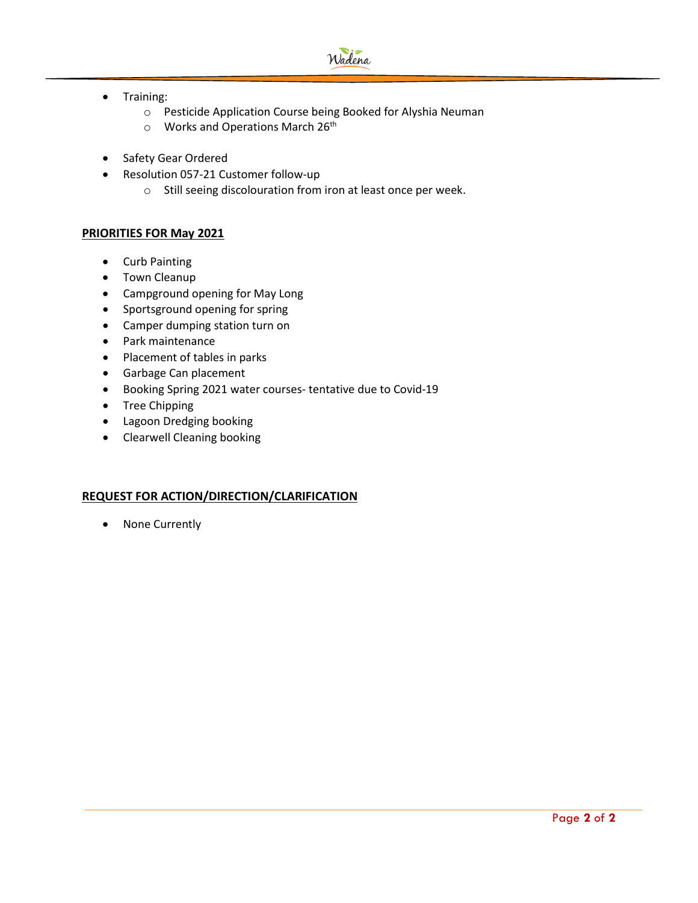- Training:
  - Pesticide Application Course being Booked for Alyshia Neuman
  - Works and Operations March 26th

- Safety Gear Ordered
- Resolution 057-21 Customer follow-up
  - Still seeing discolouration from iron at least once per week.

**PRIORITIES FOR May 2021**

- Curb Painting
- Town Cleanup
- Campground opening for May Long
- Sportsground opening for spring
- Camper dumping station turn on
- Park maintenance
- Placement of tables in parks
- Garbage Can placement
- Booking Spring 2021 water courses- tentative due to Covid-19
- Tree Chipping
- Lagoon Dredging booking
- Clearwell Cleaning booking

**REQUEST FOR ACTION/DIRECTION/CLARIFICATION**

- None Currently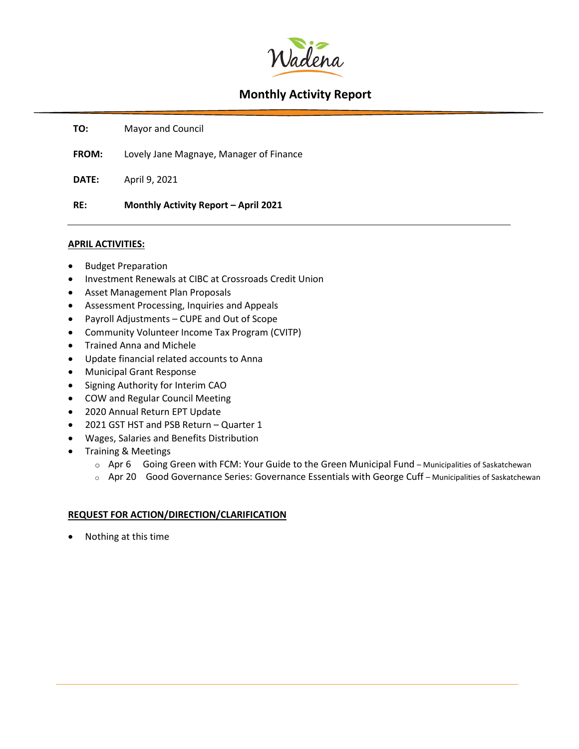# Monthly Activity Report

**TO:** Mayor and Council

**FROM:** Lovely Jane Magnaye, Manager of Finance

**DATE:** April 9, 2021

**RE:** **Monthly Activity Report – April 2021**

---

**APRIL ACTIVITIES:**

- Budget Preparation
- Investment Renewals at CIBC at Crossroads Credit Union
- Asset Management Plan Proposals
- Assessment Processing, Inquiries and Appeals
- Payroll Adjustments – CUPE and Out of Scope
- Community Volunteer Income Tax Program (CVITP)
- Trained Anna and Michele
- Update financial related accounts to Anna
- Municipal Grant Response
- Signing Authority for Interim CAO
- COW and Regular Council Meeting
- 2020 Annual Return EPT Update
- 2021 GST HST and PSB Return – Quarter 1
- Wages, Salaries and Benefits Distribution
- Training & Meetings
  - Apr 6 Going Green with FCM: Your Guide to the Green Municipal Fund – Municipalities of Saskatchewan
  - Apr 20 Good Governance Series: Governance Essentials with George Cuff – Municipalities of Saskatchewan

**REQUEST FOR ACTION/DIRECTION/CLARIFICATION**

- Nothing at this time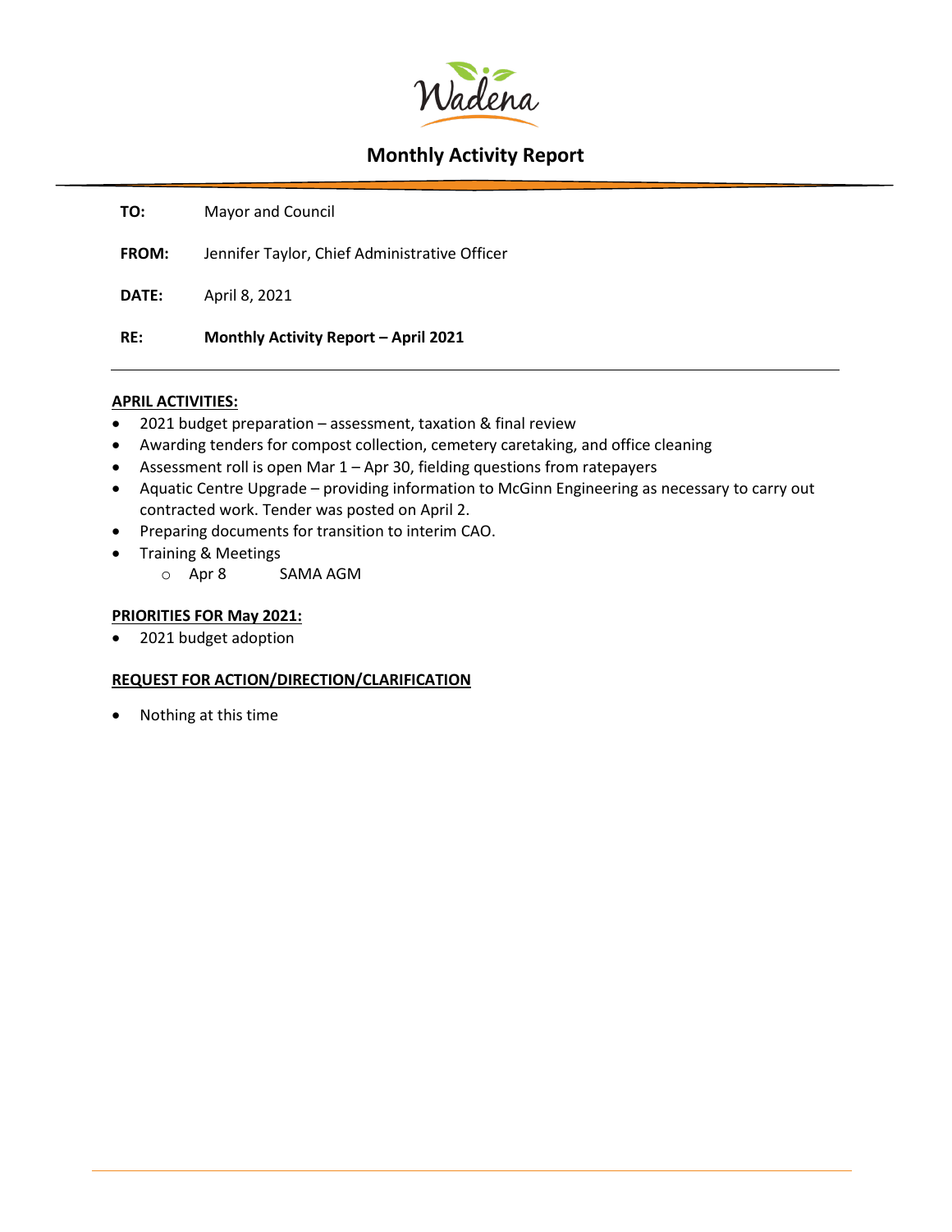Wadena

# Monthly Activity Report

**TO:** Mayor and Council

**FROM:** Jennifer Taylor, Chief Administrative Officer

**DATE:** April 8, 2021

**RE:** **Monthly Activity Report – April 2021**

---

**APRIL ACTIVITIES:**

- 2021 budget preparation – assessment, taxation & final review
- Awarding tenders for compost collection, cemetery caretaking, and office cleaning
- Assessment roll is open Mar 1 – Apr 30, fielding questions from ratepayers
- Aquatic Centre Upgrade – providing information to McGinn Engineering as necessary to carry out contracted work. Tender was posted on April 2.
- Preparing documents for transition to interim CAO.
- Training & Meetings
  - Apr 8 SAMA AGM

**PRIORITIES FOR May 2021:**

- 2021 budget adoption

**REQUEST FOR ACTION/DIRECTION/CLARIFICATION**

- Nothing at this time